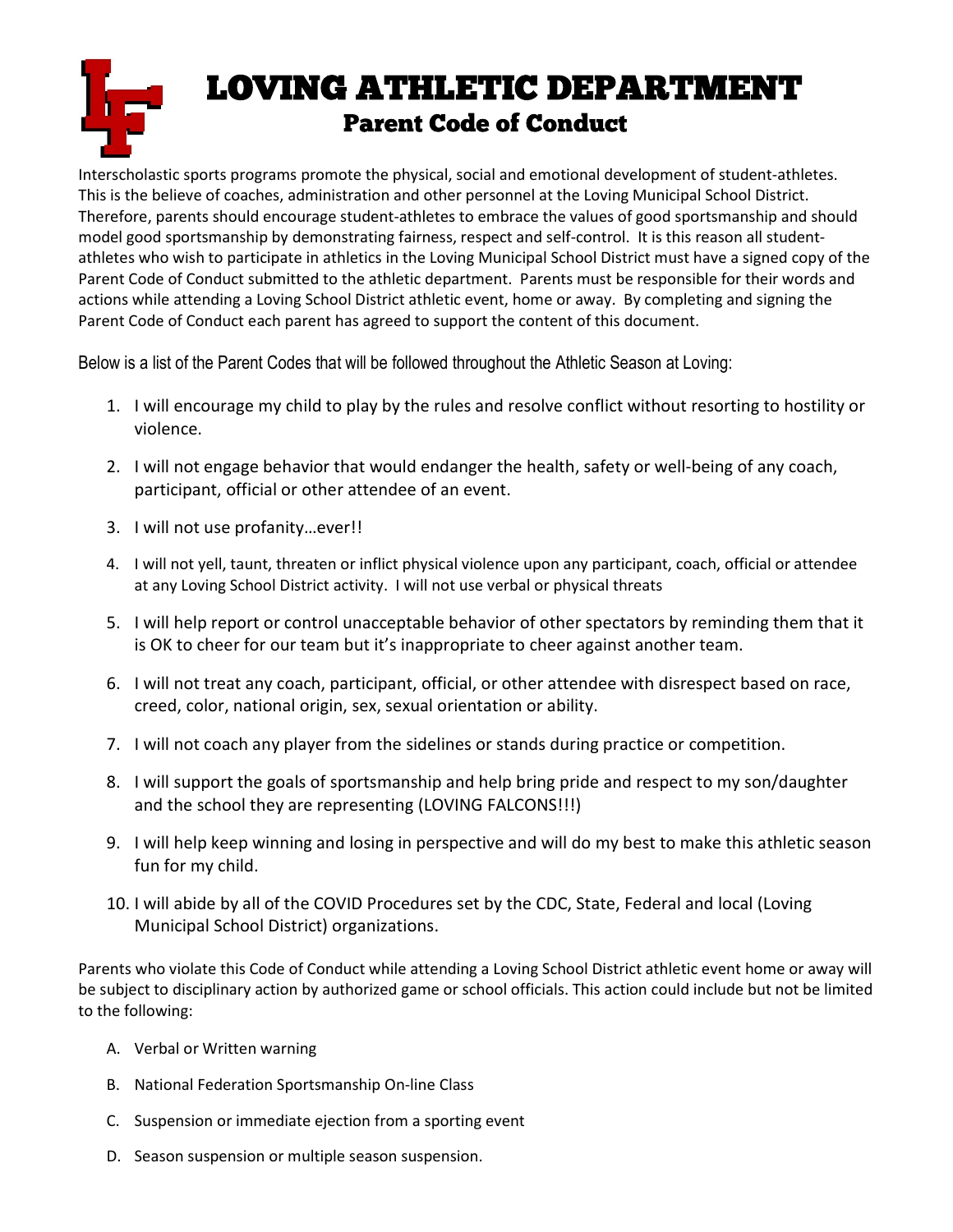# LOVING ATHLETIC DEPARTMENT

## Parent Code of Conduct

Interscholastic sports programs promote the physical, social and emotional development of student-athletes. This is the believe of coaches, administration and other personnel at the Loving Municipal School District. Therefore, parents should encourage student-athletes to embrace the values of good sportsmanship and should model good sportsmanship by demonstrating fairness, respect and self-control. It is this reason all student-athletes who wish to participate in athletics in the Loving Municipal School District must have a signed copy of the Parent Code of Conduct submitted to the athletic department. Parents must be responsible for their words and actions while attending a Loving School District athletic event, home or away. By completing and signing the Parent Code of Conduct each parent has agreed to support the content of this document.

Below is a list of the Parent Codes that will be followed throughout the Athletic Season at Loving:

1. I will encourage my child to play by the rules and resolve conflict without resorting to hostility or violence.
2. I will not engage behavior that would endanger the health, safety or well-being of any coach, participant, official or other attendee of an event.
3. I will not use profanity…ever!!
4. I will not yell, taunt, threaten or inflict physical violence upon any participant, coach, official or attendee at any Loving School District activity. I will not use verbal or physical threats
5. I will help report or control unacceptable behavior of other spectators by reminding them that it is OK to cheer for our team but it's inappropriate to cheer against another team.
6. I will not treat any coach, participant, official, or other attendee with disrespect based on race, creed, color, national origin, sex, sexual orientation or ability.
7. I will not coach any player from the sidelines or stands during practice or competition.
8. I will support the goals of sportsmanship and help bring pride and respect to my son/daughter and the school they are representing (LOVING FALCONS!!!)
9. I will help keep winning and losing in perspective and will do my best to make this athletic season fun for my child.
10. I will abide by all of the COVID Procedures set by the CDC, State, Federal and local (Loving Municipal School District) organizations.

Parents who violate this Code of Conduct while attending a Loving School District athletic event home or away will be subject to disciplinary action by authorized game or school officials. This action could include but not be limited to the following:

A. Verbal or Written warning
B. National Federation Sportsmanship On-line Class
C. Suspension or immediate ejection from a sporting event
D. Season suspension or multiple season suspension.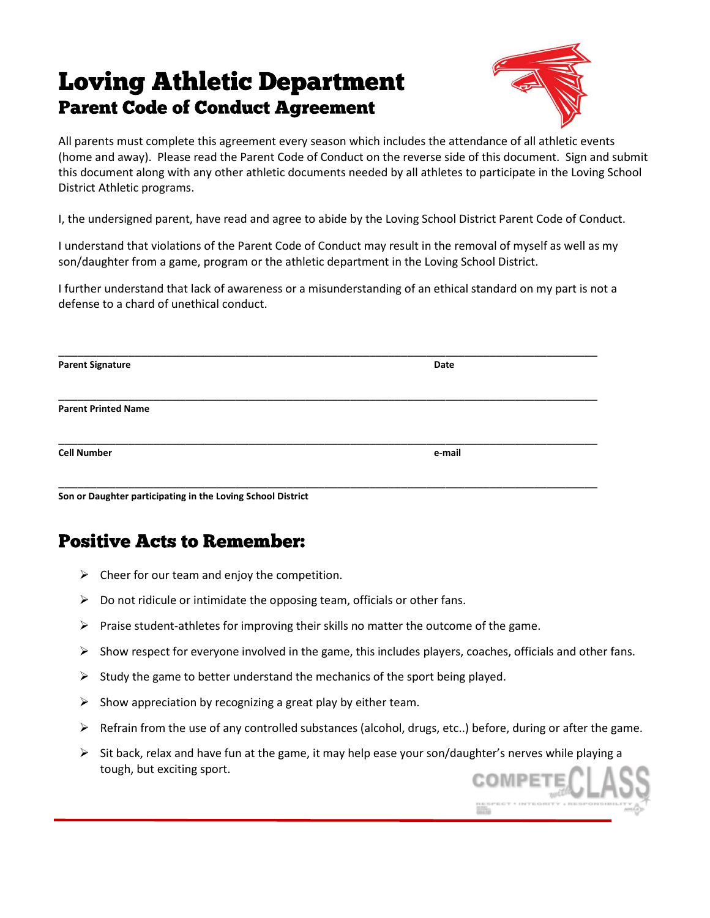# Loving Athletic Department
## Parent Code of Conduct Agreement

All parents must complete this agreement every season which includes the attendance of all athletic events (home and away). Please read the Parent Code of Conduct on the reverse side of this document. Sign and submit this document along with any other athletic documents needed by all athletes to participate in the Loving School District Athletic programs.

I, the undersigned parent, have read and agree to abide by the Loving School District Parent Code of Conduct.

I understand that violations of the Parent Code of Conduct may result in the removal of myself as well as my son/daughter from a game, program or the athletic department in the Loving School District.

I further understand that lack of awareness or a misunderstanding of an ethical standard on my part is not a defense to a chard of unethical conduct.

\_\_\_\_\_\_\_\_\_\_\_\_\_\_\_\_\_\_\_\_\_\_\_\_\_\_\_\_\_\_\_\_\_\_\_\_\_\_\_\_\_\_\_\_\_\_\_\_\_\_\_\_\_\_\_\_\_\_\_\_\_\_\_\_\_\_\_\_\_\_\_\_\_\_\_\_

**Parent Signature** **Date**

\_\_\_\_\_\_\_\_\_\_\_\_\_\_\_\_\_\_\_\_\_\_\_\_\_\_\_\_\_\_\_\_\_\_\_\_\_\_\_\_\_\_\_\_\_\_\_\_\_\_\_\_\_\_\_\_\_\_\_\_\_\_\_\_\_\_\_\_\_\_\_\_\_\_\_\_

**Parent Printed Name**

\_\_\_\_\_\_\_\_\_\_\_\_\_\_\_\_\_\_\_\_\_\_\_\_\_\_\_\_\_\_\_\_\_\_\_\_\_\_\_\_\_\_\_\_\_\_\_\_\_\_\_\_\_\_\_\_\_\_\_\_\_\_\_\_\_\_\_\_\_\_\_\_\_\_\_\_

**Cell Number** **e-mail**

\_\_\_\_\_\_\_\_\_\_\_\_\_\_\_\_\_\_\_\_\_\_\_\_\_\_\_\_\_\_\_\_\_\_\_\_\_\_\_\_\_\_\_\_\_\_\_\_\_\_\_\_\_\_\_\_\_\_\_\_\_\_\_\_\_\_\_\_\_\_\_\_\_\_\_\_

**Son or Daughter participating in the Loving School District**

## Positive Acts to Remember:

- Cheer for our team and enjoy the competition.
- Do not ridicule or intimidate the opposing team, officials or other fans.
- Praise student-athletes for improving their skills no matter the outcome of the game.
- Show respect for everyone involved in the game, this includes players, coaches, officials and other fans.
- Study the game to better understand the mechanics of the sport being played.
- Show appreciation by recognizing a great play by either team.
- Refrain from the use of any controlled substances (alcohol, drugs, etc..) before, during or after the game.
- Sit back, relax and have fun at the game, it may help ease your son/daughter's nerves while playing a tough, but exciting sport.